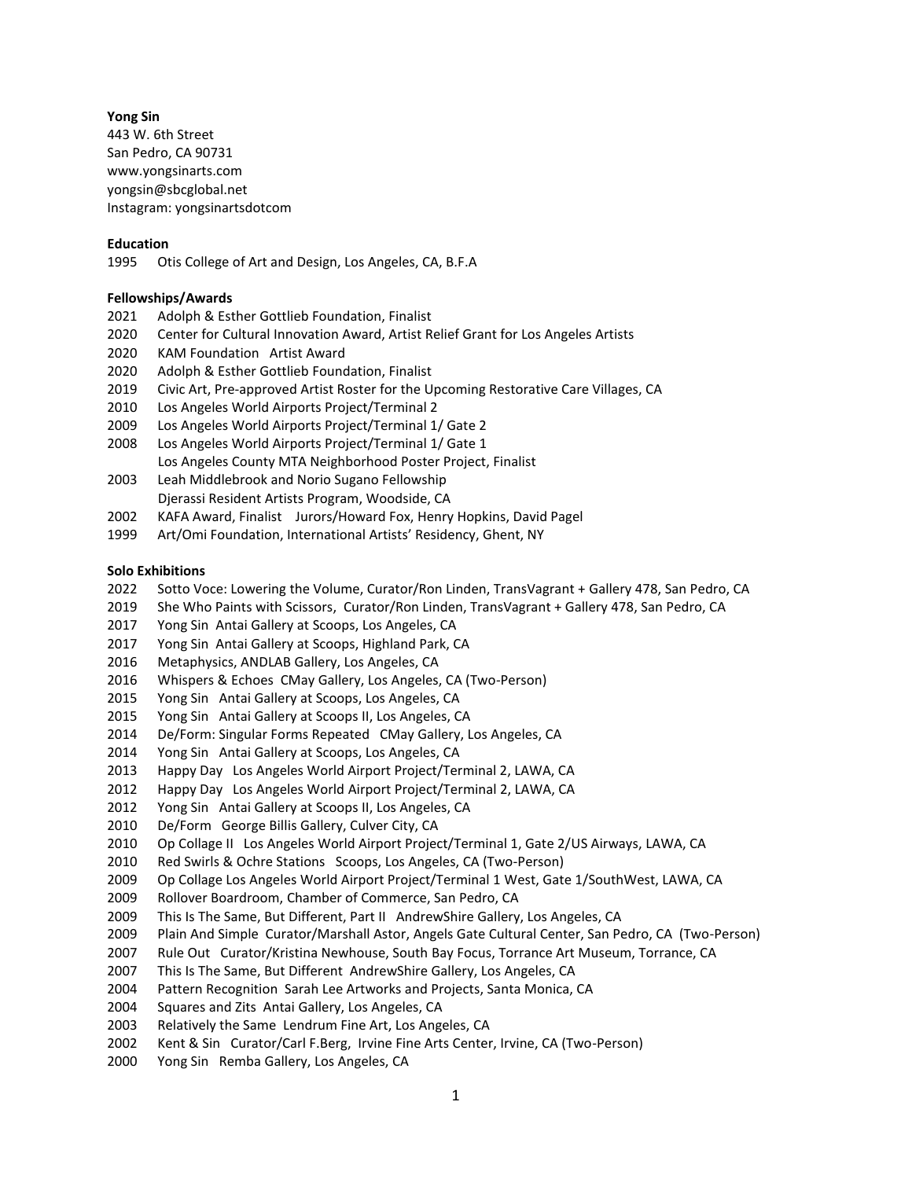**Yong Sin**
443 W. 6th Street
San Pedro, CA 90731
www.yongsinarts.com
yongsin@sbcglobal.net
Instagram: yongsinartsdotcom

**Education**
1995 Otis College of Art and Design, Los Angeles, CA, B.F.A

**Fellowships/Awards**
2021 Adolph & Esther Gottlieb Foundation, Finalist
2020 Center for Cultural Innovation Award, Artist Relief Grant for Los Angeles Artists
2020 KAM Foundation Artist Award
2020 Adolph & Esther Gottlieb Foundation, Finalist
2019 Civic Art, Pre-approved Artist Roster for the Upcoming Restorative Care Villages, CA
2010 Los Angeles World Airports Project/Terminal 2
2009 Los Angeles World Airports Project/Terminal 1/ Gate 2
2008 Los Angeles World Airports Project/Terminal 1/ Gate 1
Los Angeles County MTA Neighborhood Poster Project, Finalist
2003 Leah Middlebrook and Norio Sugano Fellowship
Djerassi Resident Artists Program, Woodside, CA
2002 KAFA Award, Finalist Jurors/Howard Fox, Henry Hopkins, David Pagel
1999 Art/Omi Foundation, International Artists' Residency, Ghent, NY

**Solo Exhibitions**
2022 Sotto Voce: Lowering the Volume, Curator/Ron Linden, TransVagrant + Gallery 478, San Pedro, CA
2019 She Who Paints with Scissors, Curator/Ron Linden, TransVagrant + Gallery 478, San Pedro, CA
2017 Yong Sin Antai Gallery at Scoops, Los Angeles, CA
2017 Yong Sin Antai Gallery at Scoops, Highland Park, CA
2016 Metaphysics, ANDLAB Gallery, Los Angeles, CA
2016 Whispers & Echoes CMay Gallery, Los Angeles, CA (Two-Person)
2015 Yong Sin Antai Gallery at Scoops, Los Angeles, CA
2015 Yong Sin Antai Gallery at Scoops II, Los Angeles, CA
2014 De/Form: Singular Forms Repeated CMay Gallery, Los Angeles, CA
2014 Yong Sin Antai Gallery at Scoops, Los Angeles, CA
2013 Happy Day Los Angeles World Airport Project/Terminal 2, LAWA, CA
2012 Happy Day Los Angeles World Airport Project/Terminal 2, LAWA, CA
2012 Yong Sin Antai Gallery at Scoops II, Los Angeles, CA
2010 De/Form George Billis Gallery, Culver City, CA
2010 Op Collage II Los Angeles World Airport Project/Terminal 1, Gate 2/US Airways, LAWA, CA
2010 Red Swirls & Ochre Stations Scoops, Los Angeles, CA (Two-Person)
2009 Op Collage Los Angeles World Airport Project/Terminal 1 West, Gate 1/SouthWest, LAWA, CA
2009 Rollover Boardroom, Chamber of Commerce, San Pedro, CA
2009 This Is The Same, But Different, Part II AndrewShire Gallery, Los Angeles, CA
2009 Plain And Simple Curator/Marshall Astor, Angels Gate Cultural Center, San Pedro, CA (Two-Person)
2007 Rule Out Curator/Kristina Newhouse, South Bay Focus, Torrance Art Museum, Torrance, CA
2007 This Is The Same, But Different AndrewShire Gallery, Los Angeles, CA
2004 Pattern Recognition Sarah Lee Artworks and Projects, Santa Monica, CA
2004 Squares and Zits Antai Gallery, Los Angeles, CA
2003 Relatively the Same Lendrum Fine Art, Los Angeles, CA
2002 Kent & Sin Curator/Carl F.Berg, Irvine Fine Arts Center, Irvine, CA (Two-Person)
2000 Yong Sin Remba Gallery, Los Angeles, CA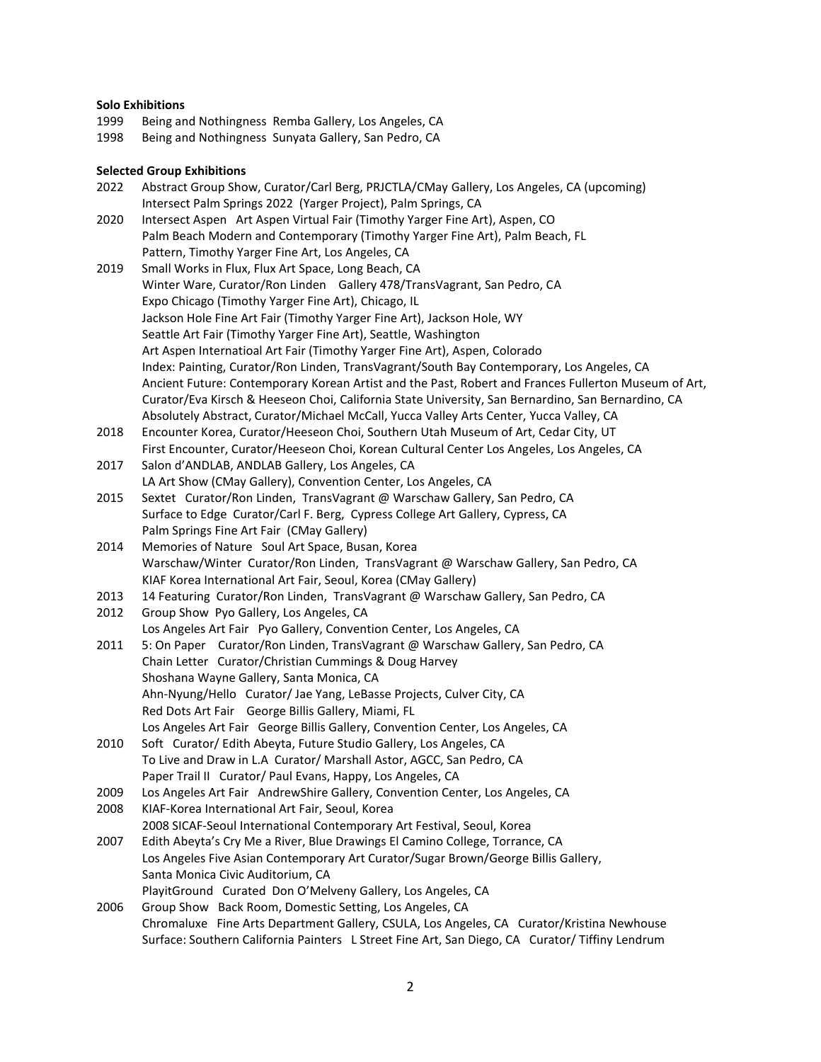**Solo Exhibitions**

1999 Being and Nothingness Remba Gallery, Los Angeles, CA
1998 Being and Nothingness Sunyata Gallery, San Pedro, CA

**Selected Group Exhibitions**

2022 Abstract Group Show, Curator/Carl Berg, PRJCTLA/CMay Gallery, Los Angeles, CA (upcoming)
Intersect Palm Springs 2022 (Yarger Project), Palm Springs, CA
2020 Intersect Aspen Art Aspen Virtual Fair (Timothy Yarger Fine Art), Aspen, CO
Palm Beach Modern and Contemporary (Timothy Yarger Fine Art), Palm Beach, FL
Pattern, Timothy Yarger Fine Art, Los Angeles, CA
2019 Small Works in Flux, Flux Art Space, Long Beach, CA
Winter Ware, Curator/Ron Linden Gallery 478/TransVagrant, San Pedro, CA
Expo Chicago (Timothy Yarger Fine Art), Chicago, IL
Jackson Hole Fine Art Fair (Timothy Yarger Fine Art), Jackson Hole, WY
Seattle Art Fair (Timothy Yarger Fine Art), Seattle, Washington
Art Aspen Internatioal Art Fair (Timothy Yarger Fine Art), Aspen, Colorado
Index: Painting, Curator/Ron Linden, TransVagrant/South Bay Contemporary, Los Angeles, CA
Ancient Future: Contemporary Korean Artist and the Past, Robert and Frances Fullerton Museum of Art, Curator/Eva Kirsch & Heeseon Choi, California State University, San Bernardino, San Bernardino, CA
Absolutely Abstract, Curator/Michael McCall, Yucca Valley Arts Center, Yucca Valley, CA
2018 Encounter Korea, Curator/Heeseon Choi, Southern Utah Museum of Art, Cedar City, UT
First Encounter, Curator/Heeseon Choi, Korean Cultural Center Los Angeles, Los Angeles, CA
2017 Salon d'ANDLAB, ANDLAB Gallery, Los Angeles, CA
LA Art Show (CMay Gallery), Convention Center, Los Angeles, CA
2015 Sextet Curator/Ron Linden, TransVagrant @ Warschaw Gallery, San Pedro, CA
Surface to Edge Curator/Carl F. Berg, Cypress College Art Gallery, Cypress, CA
Palm Springs Fine Art Fair (CMay Gallery)
2014 Memories of Nature Soul Art Space, Busan, Korea
Warschaw/Winter Curator/Ron Linden, TransVagrant @ Warschaw Gallery, San Pedro, CA
KIAF Korea International Art Fair, Seoul, Korea (CMay Gallery)
2013 14 Featuring Curator/Ron Linden, TransVagrant @ Warschaw Gallery, San Pedro, CA
2012 Group Show Pyo Gallery, Los Angeles, CA
Los Angeles Art Fair Pyo Gallery, Convention Center, Los Angeles, CA
2011 5: On Paper Curator/Ron Linden, TransVagrant @ Warschaw Gallery, San Pedro, CA
Chain Letter Curator/Christian Cummings & Doug Harvey
Shoshana Wayne Gallery, Santa Monica, CA
Ahn-Nyung/Hello Curator/ Jae Yang, LeBasse Projects, Culver City, CA
Red Dots Art Fair George Billis Gallery, Miami, FL
Los Angeles Art Fair George Billis Gallery, Convention Center, Los Angeles, CA
2010 Soft Curator/ Edith Abeyta, Future Studio Gallery, Los Angeles, CA
To Live and Draw in L.A Curator/ Marshall Astor, AGCC, San Pedro, CA
Paper Trail II Curator/ Paul Evans, Happy, Los Angeles, CA
2009 Los Angeles Art Fair AndrewShire Gallery, Convention Center, Los Angeles, CA
2008 KIAF-Korea International Art Fair, Seoul, Korea
2008 SICAF-Seoul International Contemporary Art Festival, Seoul, Korea
2007 Edith Abeyta's Cry Me a River, Blue Drawings El Camino College, Torrance, CA
Los Angeles Five Asian Contemporary Art Curator/Sugar Brown/George Billis Gallery, Santa Monica Civic Auditorium, CA
PlayitGround Curated Don O'Melveny Gallery, Los Angeles, CA
2006 Group Show Back Room, Domestic Setting, Los Angeles, CA
Chromaluxe Fine Arts Department Gallery, CSULA, Los Angeles, CA Curator/Kristina Newhouse
Surface: Southern California Painters L Street Fine Art, San Diego, CA Curator/ Tiffiny Lendrum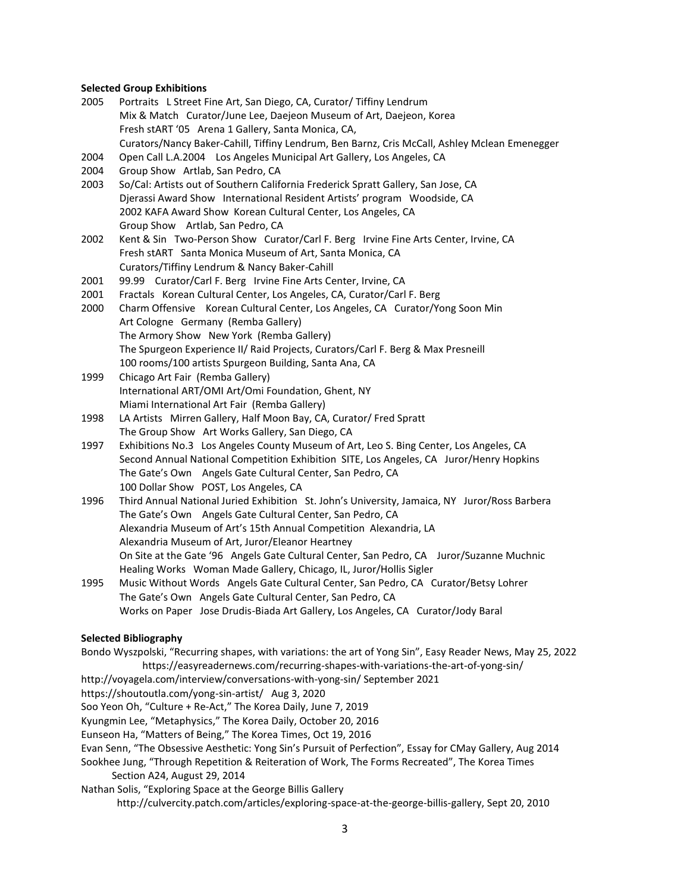**Selected Group Exhibitions**

2005 Portraits L Street Fine Art, San Diego, CA, Curator/ Tiffiny Lendrum
Mix & Match Curator/June Lee, Daejeon Museum of Art, Daejeon, Korea
Fresh stART '05 Arena 1 Gallery, Santa Monica, CA,
Curators/Nancy Baker-Cahill, Tiffiny Lendrum, Ben Barnz, Cris McCall, Ashley Mclean Emenegger

2004 Open Call L.A.2004 Los Angeles Municipal Art Gallery, Los Angeles, CA

2004 Group Show Artlab, San Pedro, CA

2003 So/Cal: Artists out of Southern California Frederick Spratt Gallery, San Jose, CA
Djerassi Award Show International Resident Artists' program Woodside, CA
2002 KAFA Award Show Korean Cultural Center, Los Angeles, CA
Group Show Artlab, San Pedro, CA

2002 Kent & Sin Two-Person Show Curator/Carl F. Berg Irvine Fine Arts Center, Irvine, CA
Fresh stART Santa Monica Museum of Art, Santa Monica, CA
Curators/Tiffiny Lendrum & Nancy Baker-Cahill

2001 99.99 Curator/Carl F. Berg Irvine Fine Arts Center, Irvine, CA

2001 Fractals Korean Cultural Center, Los Angeles, CA, Curator/Carl F. Berg

2000 Charm Offensive Korean Cultural Center, Los Angeles, CA Curator/Yong Soon Min
Art Cologne Germany (Remba Gallery)
The Armory Show New York (Remba Gallery)
The Spurgeon Experience II/ Raid Projects, Curators/Carl F. Berg & Max Presneill
100 rooms/100 artists Spurgeon Building, Santa Ana, CA

1999 Chicago Art Fair (Remba Gallery)
International ART/OMI Art/Omi Foundation, Ghent, NY
Miami International Art Fair (Remba Gallery)

1998 LA Artists Mirren Gallery, Half Moon Bay, CA, Curator/ Fred Spratt
The Group Show Art Works Gallery, San Diego, CA

1997 Exhibitions No.3 Los Angeles County Museum of Art, Leo S. Bing Center, Los Angeles, CA
Second Annual National Competition Exhibition SITE, Los Angeles, CA Juror/Henry Hopkins
The Gate's Own Angels Gate Cultural Center, San Pedro, CA
100 Dollar Show POST, Los Angeles, CA

1996 Third Annual National Juried Exhibition St. John's University, Jamaica, NY Juror/Ross Barbera
The Gate's Own Angels Gate Cultural Center, San Pedro, CA
Alexandria Museum of Art's 15th Annual Competition Alexandria, LA
Alexandria Museum of Art, Juror/Eleanor Heartney
On Site at the Gate '96 Angels Gate Cultural Center, San Pedro, CA Juror/Suzanne Muchnic
Healing Works Woman Made Gallery, Chicago, IL, Juror/Hollis Sigler

1995 Music Without Words Angels Gate Cultural Center, San Pedro, CA Curator/Betsy Lohrer
The Gate's Own Angels Gate Cultural Center, San Pedro, CA
Works on Paper Jose Drudis-Biada Art Gallery, Los Angeles, CA Curator/Jody Baral

**Selected Bibliography**

Bondo Wyszpolski, "Recurring shapes, with variations: the art of Yong Sin", Easy Reader News, May 25, 2022
https://easyreadernews.com/recurring-shapes-with-variations-the-art-of-yong-sin/

http://voyagela.com/interview/conversations-with-yong-sin/ September 2021

https://shoutoutla.com/yong-sin-artist/ Aug 3, 2020

Soo Yeon Oh, "Culture + Re-Act," The Korea Daily, June 7, 2019

Kyungmin Lee, "Metaphysics," The Korea Daily, October 20, 2016

Eunseon Ha, "Matters of Being," The Korea Times, Oct 19, 2016

Evan Senn, "The Obsessive Aesthetic: Yong Sin's Pursuit of Perfection", Essay for CMay Gallery, Aug 2014

Sookhee Jung, "Through Repetition & Reiteration of Work, The Forms Recreated", The Korea Times
Section A24, August 29, 2014

Nathan Solis, "Exploring Space at the George Billis Gallery
http://culvercity.patch.com/articles/exploring-space-at-the-george-billis-gallery, Sept 20, 2010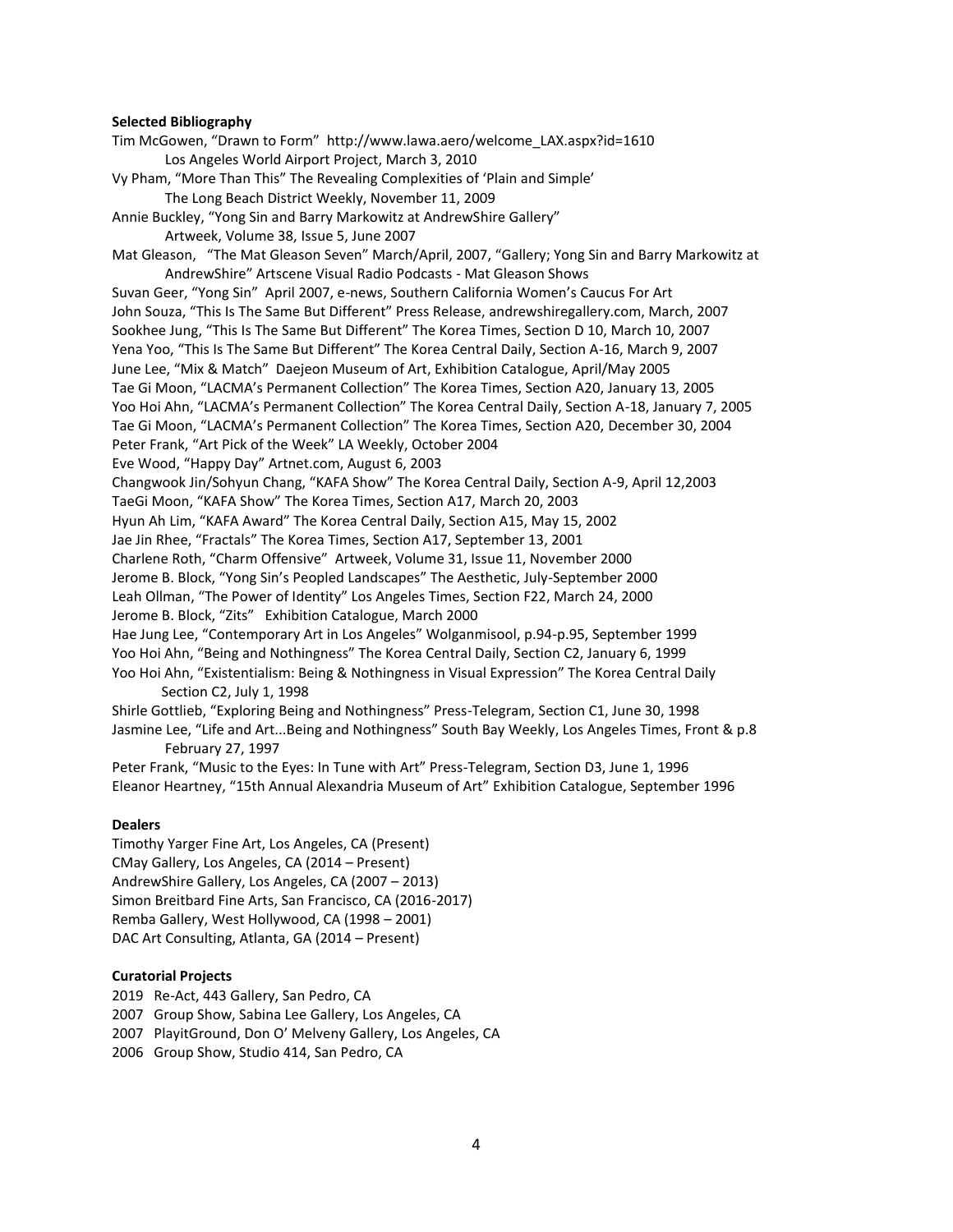**Selected Bibliography**

Tim McGowen, "Drawn to Form" http://www.lawa.aero/welcome_LAX.aspx?id=1610
Los Angeles World Airport Project, March 3, 2010

Vy Pham, "More Than This" The Revealing Complexities of 'Plain and Simple'
The Long Beach District Weekly, November 11, 2009

Annie Buckley, "Yong Sin and Barry Markowitz at AndrewShire Gallery"
Artweek, Volume 38, Issue 5, June 2007

Mat Gleason, "The Mat Gleason Seven" March/April, 2007, "Gallery; Yong Sin and Barry Markowitz at AndrewShire" Artscene Visual Radio Podcasts - Mat Gleason Shows

Suvan Geer, "Yong Sin" April 2007, e-news, Southern California Women's Caucus For Art

John Souza, "This Is The Same But Different" Press Release, andrewshiregallery.com, March, 2007

Sookhee Jung, "This Is The Same But Different" The Korea Times, Section D 10, March 10, 2007

Yena Yoo, "This Is The Same But Different" The Korea Central Daily, Section A-16, March 9, 2007

June Lee, "Mix & Match" Daejeon Museum of Art, Exhibition Catalogue, April/May 2005

Tae Gi Moon, "LACMA's Permanent Collection" The Korea Times, Section A20, January 13, 2005

Yoo Hoi Ahn, "LACMA's Permanent Collection" The Korea Central Daily, Section A-18, January 7, 2005

Tae Gi Moon, "LACMA's Permanent Collection" The Korea Times, Section A20, December 30, 2004

Peter Frank, "Art Pick of the Week" LA Weekly, October 2004

Eve Wood, "Happy Day" Artnet.com, August 6, 2003

Changwook Jin/Sohyun Chang, "KAFA Show" The Korea Central Daily, Section A-9, April 12,2003

TaeGi Moon, "KAFA Show" The Korea Times, Section A17, March 20, 2003

Hyun Ah Lim, "KAFA Award" The Korea Central Daily, Section A15, May 15, 2002

Jae Jin Rhee, "Fractals" The Korea Times, Section A17, September 13, 2001

Charlene Roth, "Charm Offensive" Artweek, Volume 31, Issue 11, November 2000

Jerome B. Block, "Yong Sin's Peopled Landscapes" The Aesthetic, July-September 2000

Leah Ollman, "The Power of Identity" Los Angeles Times, Section F22, March 24, 2000

Jerome B. Block, "Zits" Exhibition Catalogue, March 2000

Hae Jung Lee, "Contemporary Art in Los Angeles" Wolganmisool, p.94-p.95, September 1999

Yoo Hoi Ahn, "Being and Nothingness" The Korea Central Daily, Section C2, January 6, 1999

Yoo Hoi Ahn, "Existentialism: Being & Nothingness in Visual Expression" The Korea Central Daily
Section C2, July 1, 1998

Shirle Gottlieb, "Exploring Being and Nothingness" Press-Telegram, Section C1, June 30, 1998

Jasmine Lee, "Life and Art...Being and Nothingness" South Bay Weekly, Los Angeles Times, Front & p.8
February 27, 1997

Peter Frank, "Music to the Eyes: In Tune with Art" Press-Telegram, Section D3, June 1, 1996

Eleanor Heartney, "15th Annual Alexandria Museum of Art" Exhibition Catalogue, September 1996

**Dealers**

Timothy Yarger Fine Art, Los Angeles, CA (Present)
CMay Gallery, Los Angeles, CA (2014 – Present)
AndrewShire Gallery, Los Angeles, CA (2007 – 2013)
Simon Breitbard Fine Arts, San Francisco, CA (2016-2017)
Remba Gallery, West Hollywood, CA (1998 – 2001)
DAC Art Consulting, Atlanta, GA (2014 – Present)

**Curatorial Projects**

2019 Re-Act, 443 Gallery, San Pedro, CA
2007 Group Show, Sabina Lee Gallery, Los Angeles, CA
2007 PlayitGround, Don O' Melveny Gallery, Los Angeles, CA
2006 Group Show, Studio 414, San Pedro, CA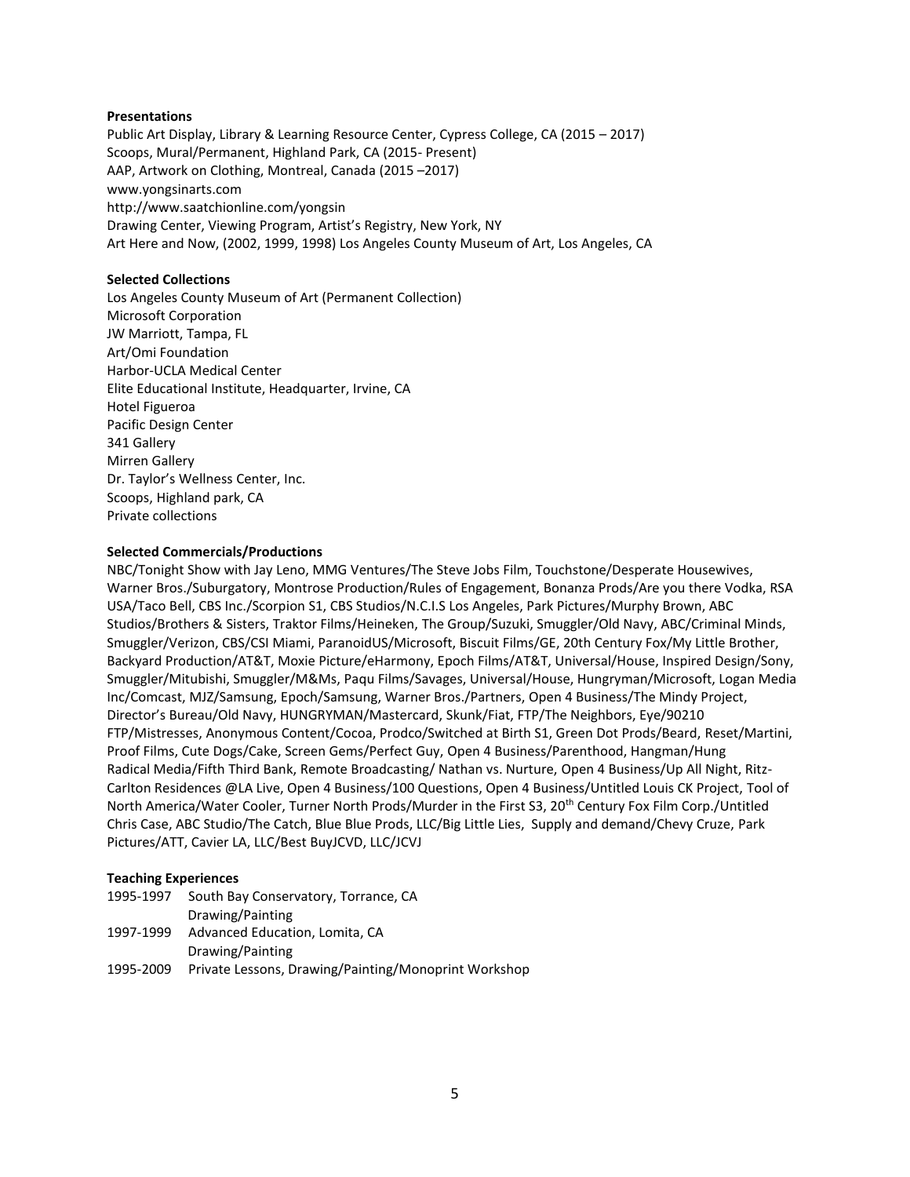**Presentations**

Public Art Display, Library & Learning Resource Center, Cypress College, CA (2015 – 2017)
Scoops, Mural/Permanent, Highland Park, CA (2015- Present)
AAP, Artwork on Clothing, Montreal, Canada (2015 –2017)
www.yongsinarts.com
http://www.saatchionline.com/yongsin
Drawing Center, Viewing Program, Artist's Registry, New York, NY
Art Here and Now, (2002, 1999, 1998) Los Angeles County Museum of Art, Los Angeles, CA

**Selected Collections**

Los Angeles County Museum of Art (Permanent Collection)
Microsoft Corporation
JW Marriott, Tampa, FL
Art/Omi Foundation
Harbor-UCLA Medical Center
Elite Educational Institute, Headquarter, Irvine, CA
Hotel Figueroa
Pacific Design Center
341 Gallery
Mirren Gallery
Dr. Taylor's Wellness Center, Inc.
Scoops, Highland park, CA
Private collections

**Selected Commercials/Productions**

NBC/Tonight Show with Jay Leno, MMG Ventures/The Steve Jobs Film, Touchstone/Desperate Housewives, Warner Bros./Suburgatory, Montrose Production/Rules of Engagement, Bonanza Prods/Are you there Vodka, RSA USA/Taco Bell, CBS Inc./Scorpion S1, CBS Studios/N.C.I.S Los Angeles, Park Pictures/Murphy Brown, ABC Studios/Brothers & Sisters, Traktor Films/Heineken, The Group/Suzuki, Smuggler/Old Navy, ABC/Criminal Minds, Smuggler/Verizon, CBS/CSI Miami, ParanoidUS/Microsoft, Biscuit Films/GE, 20th Century Fox/My Little Brother, Backyard Production/AT&T, Moxie Picture/eHarmony, Epoch Films/AT&T, Universal/House, Inspired Design/Sony, Smuggler/Mitubishi, Smuggler/M&Ms, Paqu Films/Savages, Universal/House, Hungryman/Microsoft, Logan Media Inc/Comcast, MJZ/Samsung, Epoch/Samsung, Warner Bros./Partners, Open 4 Business/The Mindy Project, Director's Bureau/Old Navy, HUNGRYMAN/Mastercard, Skunk/Fiat, FTP/The Neighbors, Eye/90210 FTP/Mistresses, Anonymous Content/Cocoa, Prodco/Switched at Birth S1, Green Dot Prods/Beard, Reset/Martini, Proof Films, Cute Dogs/Cake, Screen Gems/Perfect Guy, Open 4 Business/Parenthood, Hangman/Hung Radical Media/Fifth Third Bank, Remote Broadcasting/ Nathan vs. Nurture, Open 4 Business/Up All Night, Ritz-Carlton Residences @LA Live, Open 4 Business/100 Questions, Open 4 Business/Untitled Louis CK Project, Tool of North America/Water Cooler, Turner North Prods/Murder in the First S3, 20th Century Fox Film Corp./Untitled Chris Case, ABC Studio/The Catch, Blue Blue Prods, LLC/Big Little Lies, Supply and demand/Chevy Cruze, Park Pictures/ATT, Cavier LA, LLC/Best BuyJCVD, LLC/JCVJ

**Teaching Experiences**

1995-1997 South Bay Conservatory, Torrance, CA
Drawing/Painting
1997-1999 Advanced Education, Lomita, CA
Drawing/Painting
1995-2009 Private Lessons, Drawing/Painting/Monoprint Workshop